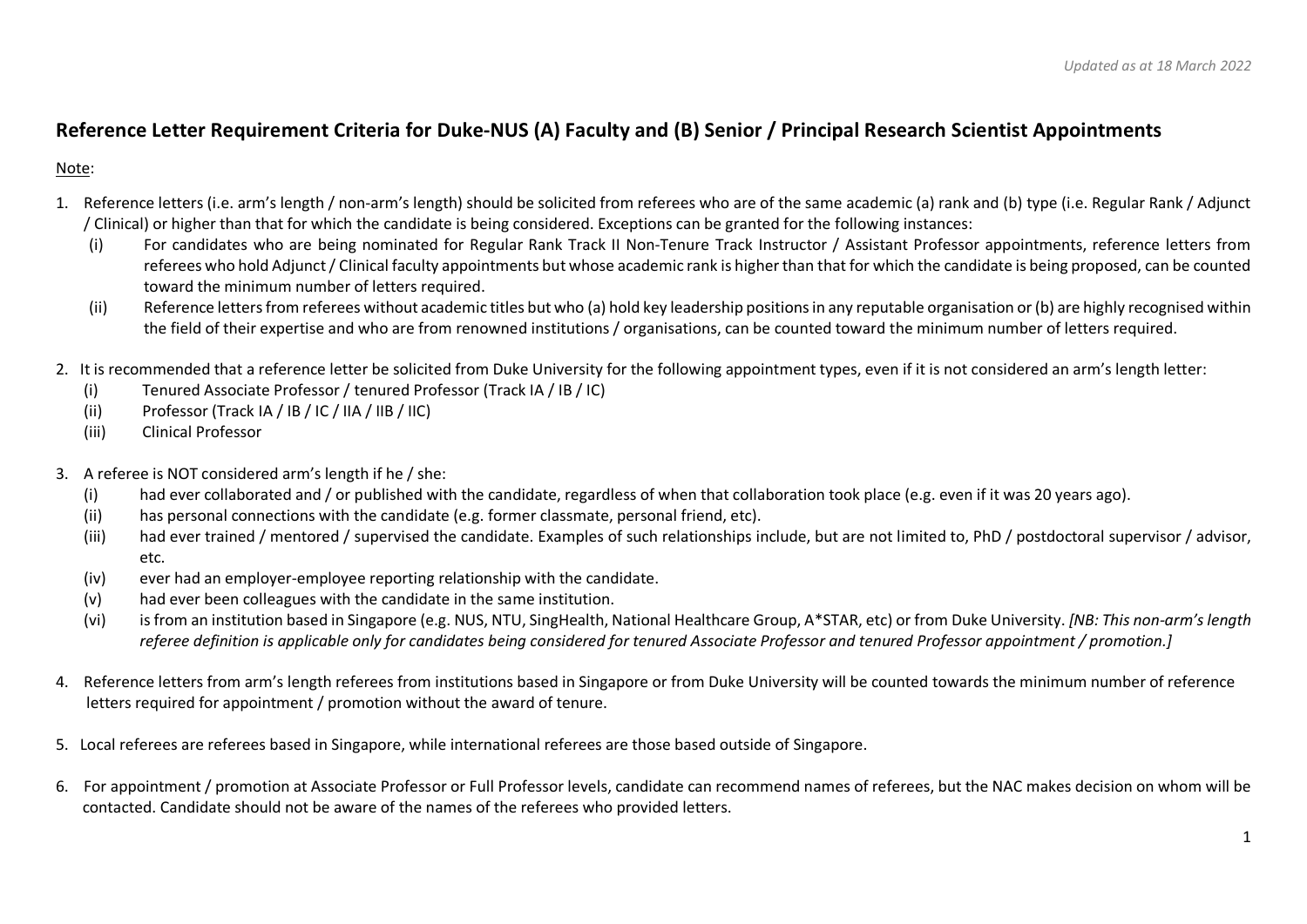*Updated as at 18 March 2022*

## Reference Letter Requirement Criteria for Duke-NUS (A) Faculty and (B) Senior / Principal Research Scientist Appointments

<u>Note</u>:

1. Reference letters (i.e. arm's length / non-arm's length) should be solicited from referees who are of the same academic (a) rank and (b) type (i.e. Regular Rank / Adjunct / Clinical) or higher than that for which the candidate is being considered. Exceptions can be granted for the following instances:
   - (i) For candidates who are being nominated for Regular Rank Track II Non-Tenure Track Instructor / Assistant Professor appointments, reference letters from referees who hold Adjunct / Clinical faculty appointments but whose academic rank is higher than that for which the candidate is being proposed, can be counted toward the minimum number of letters required.
   - (ii) Reference letters from referees without academic titles but who (a) hold key leadership positions in any reputable organisation or (b) are highly recognised within the field of their expertise and who are from renowned institutions / organisations, can be counted toward the minimum number of letters required.

2. It is recommended that a reference letter be solicited from Duke University for the following appointment types, even if it is not considered an arm's length letter:
   - (i) Tenured Associate Professor / tenured Professor (Track IA / IB / IC)
   - (ii) Professor (Track IA / IB / IC / IIA / IIB / IIC)
   - (iii) Clinical Professor

3. A referee is NOT considered arm's length if he / she:
   - (i) had ever collaborated and / or published with the candidate, regardless of when that collaboration took place (e.g. even if it was 20 years ago).
   - (ii) has personal connections with the candidate (e.g. former classmate, personal friend, etc).
   - (iii) had ever trained / mentored / supervised the candidate. Examples of such relationships include, but are not limited to, PhD / postdoctoral supervisor / advisor, etc.
   - (iv) ever had an employer-employee reporting relationship with the candidate.
   - (v) had ever been colleagues with the candidate in the same institution.
   - (vi) is from an institution based in Singapore (e.g. NUS, NTU, SingHealth, National Healthcare Group, A*STAR, etc) or from Duke University. *[NB: This non-arm's length referee definition is applicable only for candidates being considered for tenured Associate Professor and tenured Professor appointment / promotion.]*

4. Reference letters from arm's length referees from institutions based in Singapore or from Duke University will be counted towards the minimum number of reference letters required for appointment / promotion without the award of tenure.

5. Local referees are referees based in Singapore, while international referees are those based outside of Singapore.

6. For appointment / promotion at Associate Professor or Full Professor levels, candidate can recommend names of referees, but the NAC makes decision on whom will be contacted. Candidate should not be aware of the names of the referees who provided letters.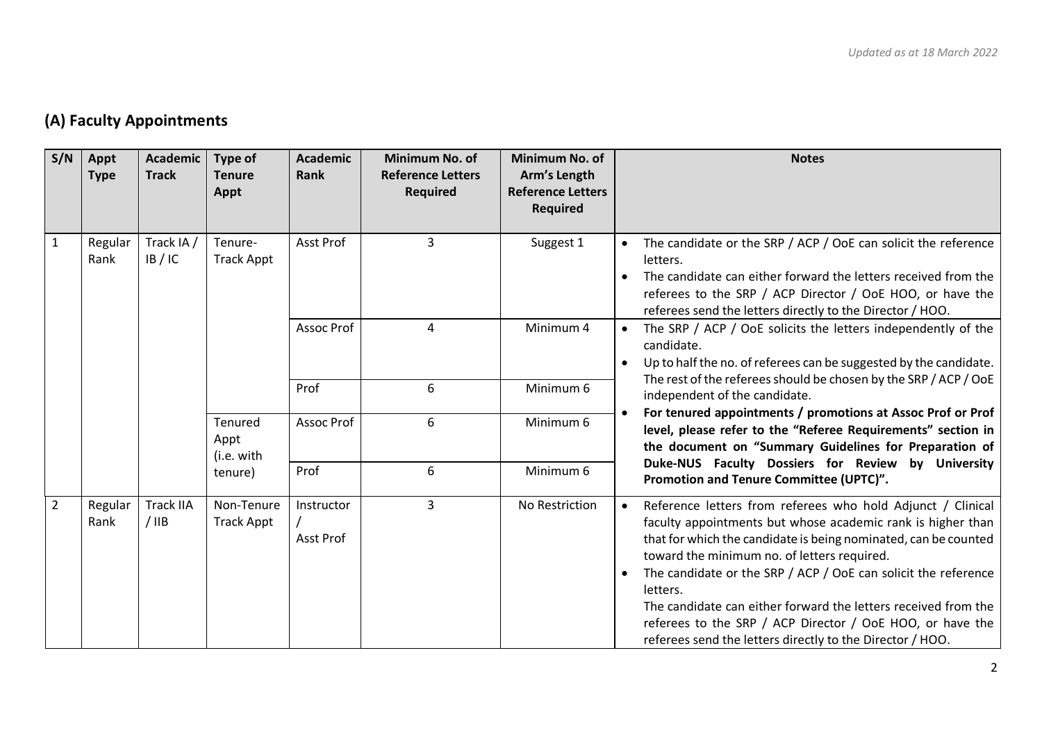*Updated as at 18 March 2022*

## (A) Faculty Appointments

| S/N | Appt Type | Academic Track | Type of Tenure Appt | Academic Rank | Minimum No. of Reference Letters Required | Minimum No. of Arm's Length Reference Letters Required | Notes |
|---|---|---|---|---|---|---|---|
| 1 | Regular Rank | Track IA / IB / IC | Tenure-Track Appt | Asst Prof | 3 | Suggest 1 | • The candidate or the SRP / ACP / OoE can solicit the reference letters.<br>• The candidate can either forward the letters received from the referees to the SRP / ACP Director / OoE HOO, or have the referees send the letters directly to the Director / HOO. |
| | | | | Assoc Prof | 4 | Minimum 4 | • The SRP / ACP / OoE solicits the letters independently of the candidate.<br>• Up to half the no. of referees can be suggested by the candidate. The rest of the referees should be chosen by the SRP / ACP / OoE independent of the candidate.<br>• **For tenured appointments / promotions at Assoc Prof or Prof level, please refer to the "Referee Requirements" section in the document on "Summary Guidelines for Preparation of Duke-NUS Faculty Dossiers for Review by University Promotion and Tenure Committee (UPTC)".** |
| | | | | Prof | 6 | Minimum 6 | |
| | | | Tenured Appt (i.e. with tenure) | Assoc Prof | 6 | Minimum 6 | |
| | | | | Prof | 6 | Minimum 6 | |
| 2 | Regular Rank | Track IIA / IIB | Non-Tenure Track Appt | Instructor / Asst Prof | 3 | No Restriction | • Reference letters from referees who hold Adjunct / Clinical faculty appointments but whose academic rank is higher than that for which the candidate is being nominated, can be counted toward the minimum no. of letters required.<br>• The candidate or the SRP / ACP / OoE can solicit the reference letters.<br>The candidate can either forward the letters received from the referees to the SRP / ACP Director / OoE HOO, or have the referees send the letters directly to the Director / HOO. |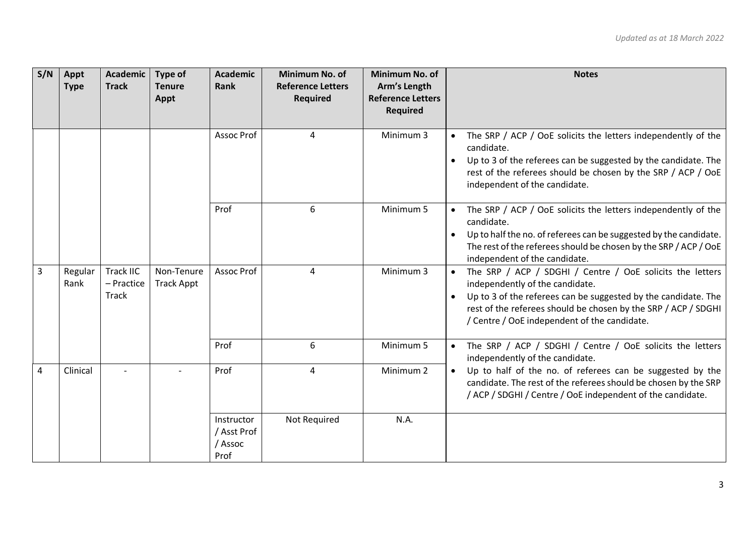| S/N | Appt Type | Academic Track | Type of Tenure Appt | Academic Rank | Minimum No. of Reference Letters Required | Minimum No. of Arm's Length Reference Letters Required | Notes |
|---|---|---|---|---|---|---|---|
| | | | | Assoc Prof | 4 | Minimum 3 | • The SRP / ACP / OoE solicits the letters independently of the candidate.<br>• Up to 3 of the referees can be suggested by the candidate. The rest of the referees should be chosen by the SRP / ACP / OoE independent of the candidate. |
| | | | | Prof | 6 | Minimum 5 | • The SRP / ACP / OoE solicits the letters independently of the candidate.<br>• Up to half the no. of referees can be suggested by the candidate. The rest of the referees should be chosen by the SRP / ACP / OoE independent of the candidate. |
| 3 | Regular Rank | Track IIC – Practice Track | Non-Tenure Track Appt | Assoc Prof | 4 | Minimum 3 | • The SRP / ACP / SDGHI / Centre / OoE solicits the letters independently of the candidate.<br>• Up to 3 of the referees can be suggested by the candidate. The rest of the referees should be chosen by the SRP / ACP / SDGHI / Centre / OoE independent of the candidate. |
| | | | | Prof | 6 | Minimum 5 | • The SRP / ACP / SDGHI / Centre / OoE solicits the letters independently of the candidate.<br>• Up to half of the no. of referees can be suggested by the candidate. The rest of the referees should be chosen by the SRP / ACP / SDGHI / Centre / OoE independent of the candidate. |
| 4 | Clinical | - | - | Prof | 4 | Minimum 2 | |
| | | | | Instructor / Asst Prof / Assoc Prof | Not Required | N.A. | |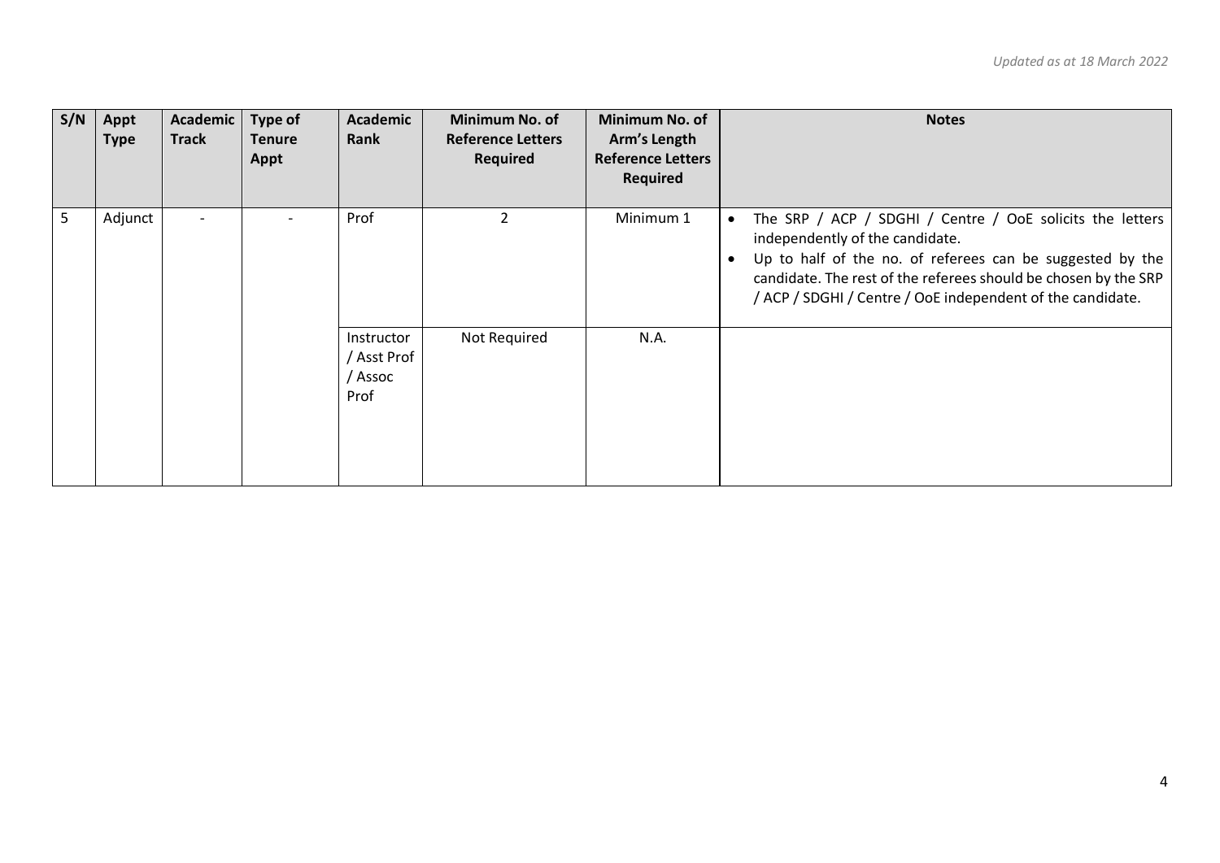*Updated as at 18 March 2022*

| S/N | Appt Type | Academic Track | Type of Tenure Appt | Academic Rank | Minimum No. of Reference Letters Required | Minimum No. of Arm's Length Reference Letters Required | Notes |
|---|---|---|---|---|---|---|---|
| 5 | Adjunct | - | - | Prof | 2 | Minimum 1 | • The SRP / ACP / SDGHI / Centre / OoE solicits the letters independently of the candidate. <br> • Up to half of the no. of referees can be suggested by the candidate. The rest of the referees should be chosen by the SRP / ACP / SDGHI / Centre / OoE independent of the candidate. |
| | | | | Instructor / Asst Prof / Assoc Prof | Not Required | N.A. | |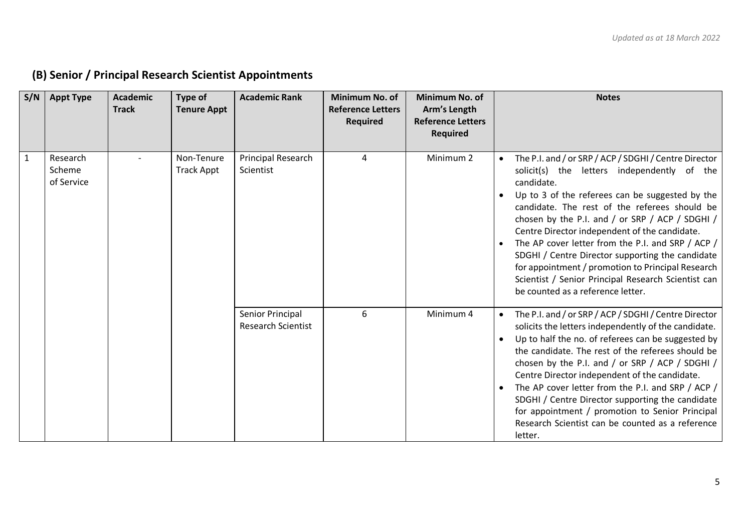## (B) Senior / Principal Research Scientist Appointments

| S/N | Appt Type | Academic Track | Type of Tenure Appt | Academic Rank | Minimum No. of Reference Letters Required | Minimum No. of Arm's Length Reference Letters Required | Notes |
|---|---|---|---|---|---|---|---|
| 1 | Research Scheme of Service | - | Non-Tenure Track Appt | Principal Research Scientist | 4 | Minimum 2 | • The P.I. and / or SRP / ACP / SDGHI / Centre Director solicit(s) the letters independently of the candidate.<br>• Up to 3 of the referees can be suggested by the candidate. The rest of the referees should be chosen by the P.I. and / or SRP / ACP / SDGHI / Centre Director independent of the candidate.<br>• The AP cover letter from the P.I. and SRP / ACP / SDGHI / Centre Director supporting the candidate for appointment / promotion to Principal Research Scientist / Senior Principal Research Scientist can be counted as a reference letter. |
| | | | | Senior Principal Research Scientist | 6 | Minimum 4 | • The P.I. and / or SRP / ACP / SDGHI / Centre Director solicits the letters independently of the candidate.<br>• Up to half the no. of referees can be suggested by the candidate. The rest of the referees should be chosen by the P.I. and / or SRP / ACP / SDGHI / Centre Director independent of the candidate.<br>• The AP cover letter from the P.I. and SRP / ACP / SDGHI / Centre Director supporting the candidate for appointment / promotion to Senior Principal Research Scientist can be counted as a reference letter. |